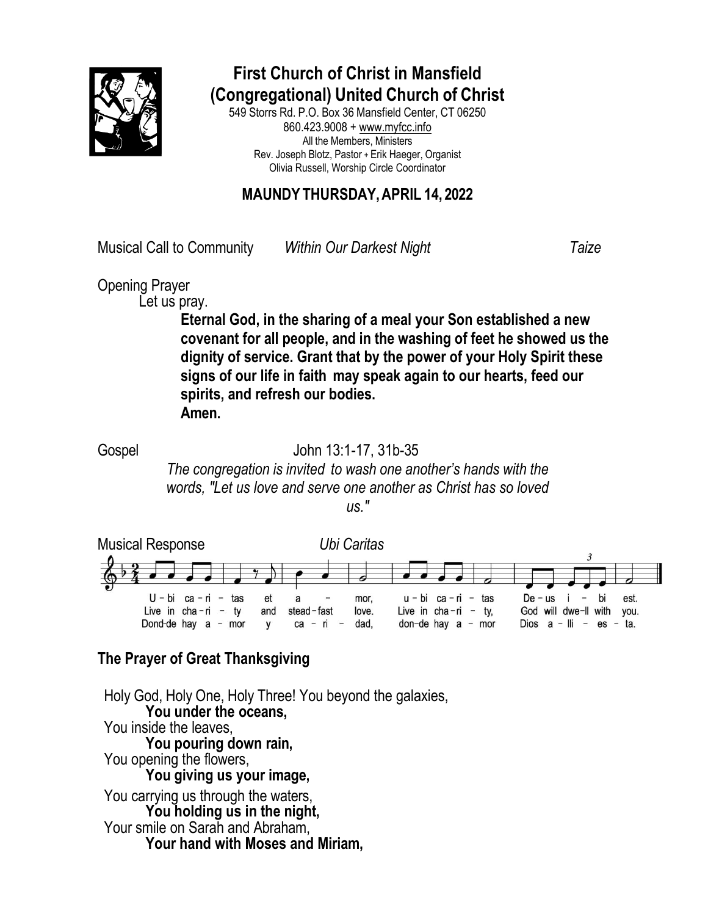# First Church of Christ in Mansfield
# (Congregational) United Church of Christ

549 Storrs Rd. P.O. Box 36 Mansfield Center, CT 06250
860.423.9008 + www.myfcc.info
All the Members, Ministers
Rev. Joseph Blotz, Pastor + Erik Haeger, Organist
Olivia Russell, Worship Circle Coordinator

## MAUNDY THURSDAY, APRIL 14, 2022

Musical Call to Community *Within Our Darkest Night* *Taize*

Opening Prayer
Let us pray.

**Eternal God, in the sharing of a meal your Son established a new covenant for all people, and in the washing of feet he showed us the dignity of service. Grant that by the power of your Holy Spirit these signs of our life in faith may speak again to our hearts, feed our spirits, and refresh our bodies.**
**Amen.**

Gospel John 13:1-17, 31b-35

*The congregation is invited to wash one another's hands with the words, "Let us love and serve one another as Christ has so loved us."*

Musical Response *Ubi Caritas*

U - bi ca - ri - tas et a - mor, u - bi ca - ri - tas De - us i - bi est.
Live in cha - ri - ty and stead - fast love. Live in cha - ri - ty, God will dwe - ll with you.
Dond-de hay a - mor y ca - ri - dad, don-de hay a - mor Dios a - lli - es - ta.

## The Prayer of Great Thanksgiving

Holy God, Holy One, Holy Three! You beyond the galaxies,
**You under the oceans,**
You inside the leaves,
**You pouring down rain,**
You opening the flowers,
**You giving us your image,**
You carrying us through the waters,
**You holding us in the night,**
Your smile on Sarah and Abraham,
**Your hand with Moses and Miriam,**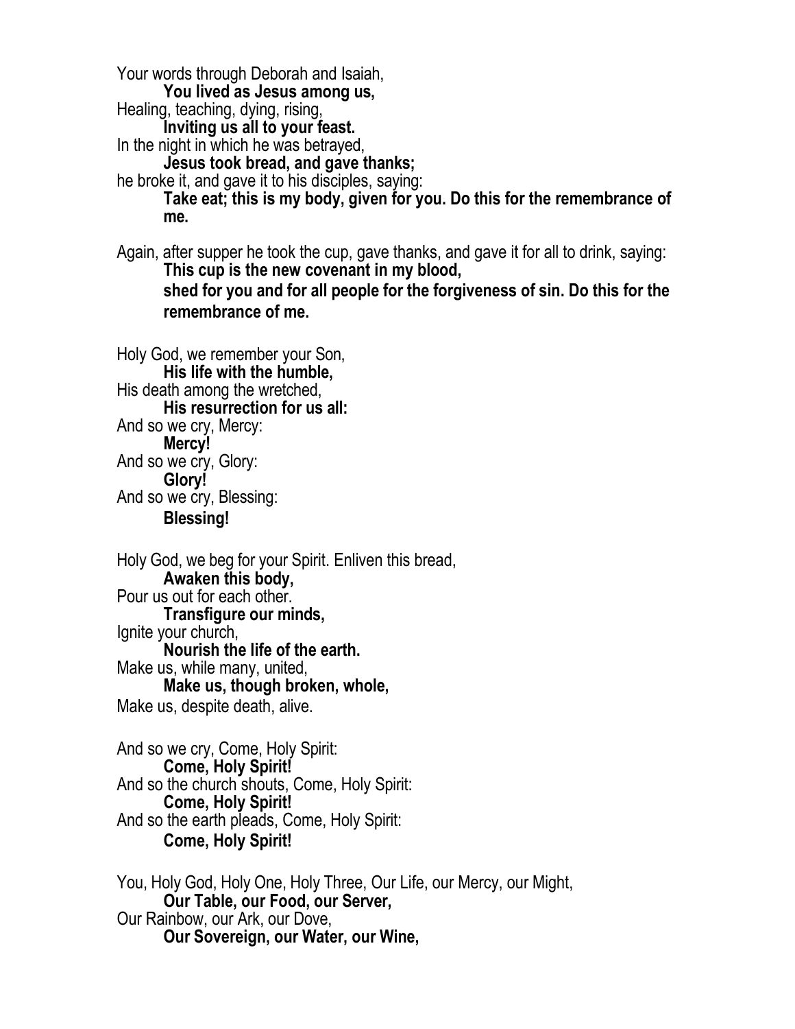Your words through Deborah and Isaiah,

**You lived as Jesus among us,**

Healing, teaching, dying, rising,

**Inviting us all to your feast.**

In the night in which he was betrayed,

**Jesus took bread, and gave thanks;**

he broke it, and gave it to his disciples, saying:

**Take eat; this is my body, given for you. Do this for the remembrance of me.**

Again, after supper he took the cup, gave thanks, and gave it for all to drink, saying:

**This cup is the new covenant in my blood,**

**shed for you and for all people for the forgiveness of sin. Do this for the remembrance of me.**

Holy God, we remember your Son,

**His life with the humble,**

His death among the wretched,

**His resurrection for us all:**

And so we cry, Mercy:

**Mercy!**

And so we cry, Glory:

**Glory!**

And so we cry, Blessing:

**Blessing!**

Holy God, we beg for your Spirit. Enliven this bread,

**Awaken this body,**

Pour us out for each other.

**Transfigure our minds,**

Ignite your church,

**Nourish the life of the earth.**

Make us, while many, united,

**Make us, though broken, whole,**

Make us, despite death, alive.

And so we cry, Come, Holy Spirit:

**Come, Holy Spirit!**

And so the church shouts, Come, Holy Spirit:

**Come, Holy Spirit!**

And so the earth pleads, Come, Holy Spirit:

**Come, Holy Spirit!**

You, Holy God, Holy One, Holy Three, Our Life, our Mercy, our Might,

**Our Table, our Food, our Server,**

Our Rainbow, our Ark, our Dove,

**Our Sovereign, our Water, our Wine,**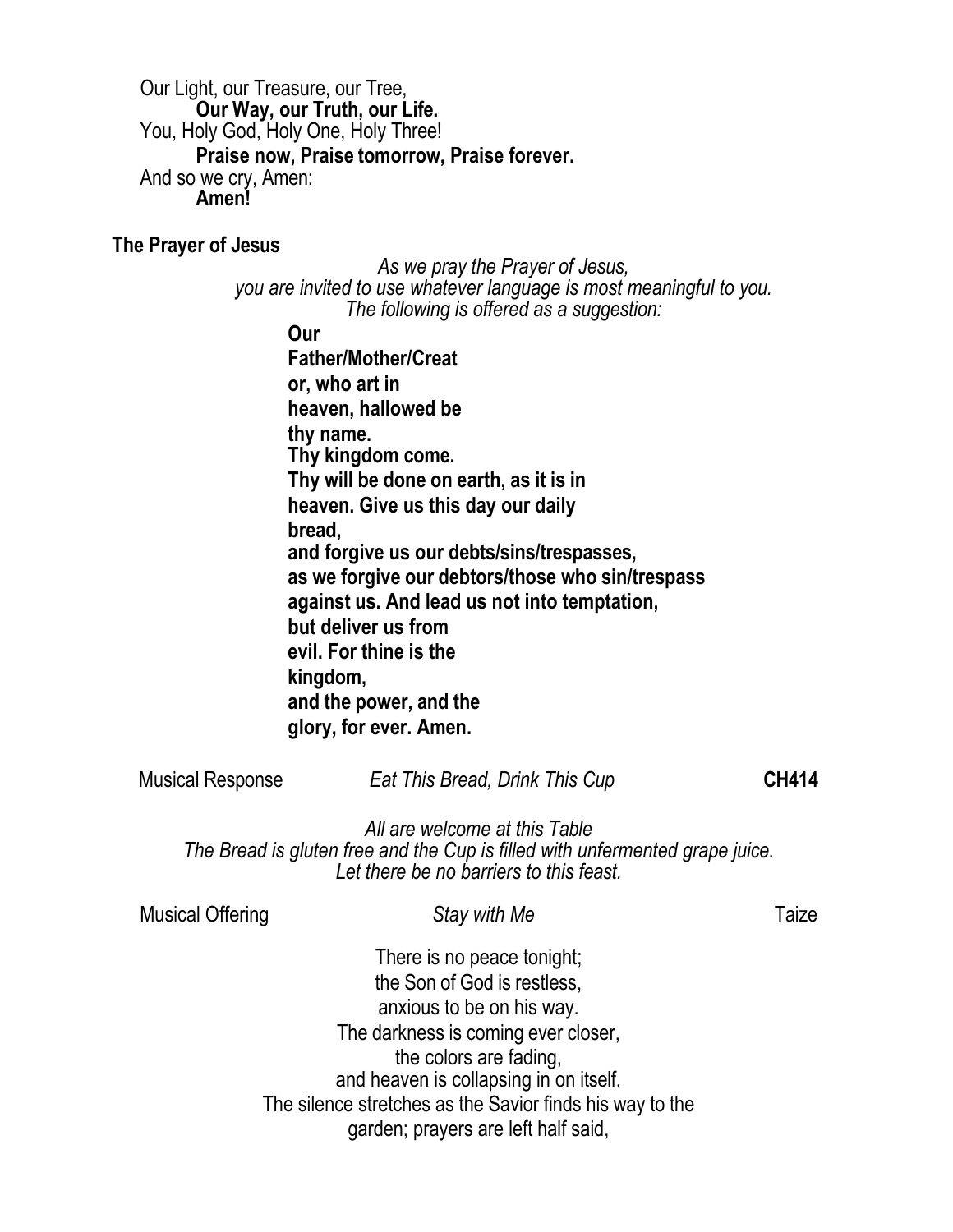Our Light, our Treasure, our Tree,
**Our Way, our Truth, our Life.**
You, Holy God, Holy One, Holy Three!
**Praise now, Praise tomorrow, Praise forever.**
And so we cry, Amen:
**Amen!**

## The Prayer of Jesus

*As we pray the Prayer of Jesus,*
*you are invited to use whatever language is most meaningful to you.*
*The following is offered as a suggestion:*

**Our**
**Father/Mother/Creat**
**or, who art in**
**heaven, hallowed be**
**thy name.**
**Thy kingdom come.**
**Thy will be done on earth, as it is in**
**heaven. Give us this day our daily**
**bread,**
**and forgive us our debts/sins/trespasses,**
**as we forgive our debtors/those who sin/trespass**
**against us. And lead us not into temptation,**
**but deliver us from**
**evil. For thine is the**
**kingdom,**
**and the power, and the**
**glory, for ever. Amen.**

Musical Response *Eat This Bread, Drink This Cup* **CH414**

*All are welcome at this Table*
*The Bread is gluten free and the Cup is filled with unfermented grape juice.*
*Let there be no barriers to this feast.*

Musical Offering *Stay with Me* Taize

There is no peace tonight;
the Son of God is restless,
anxious to be on his way.
The darkness is coming ever closer,
the colors are fading,
and heaven is collapsing in on itself.
The silence stretches as the Savior finds his way to the
garden; prayers are left half said,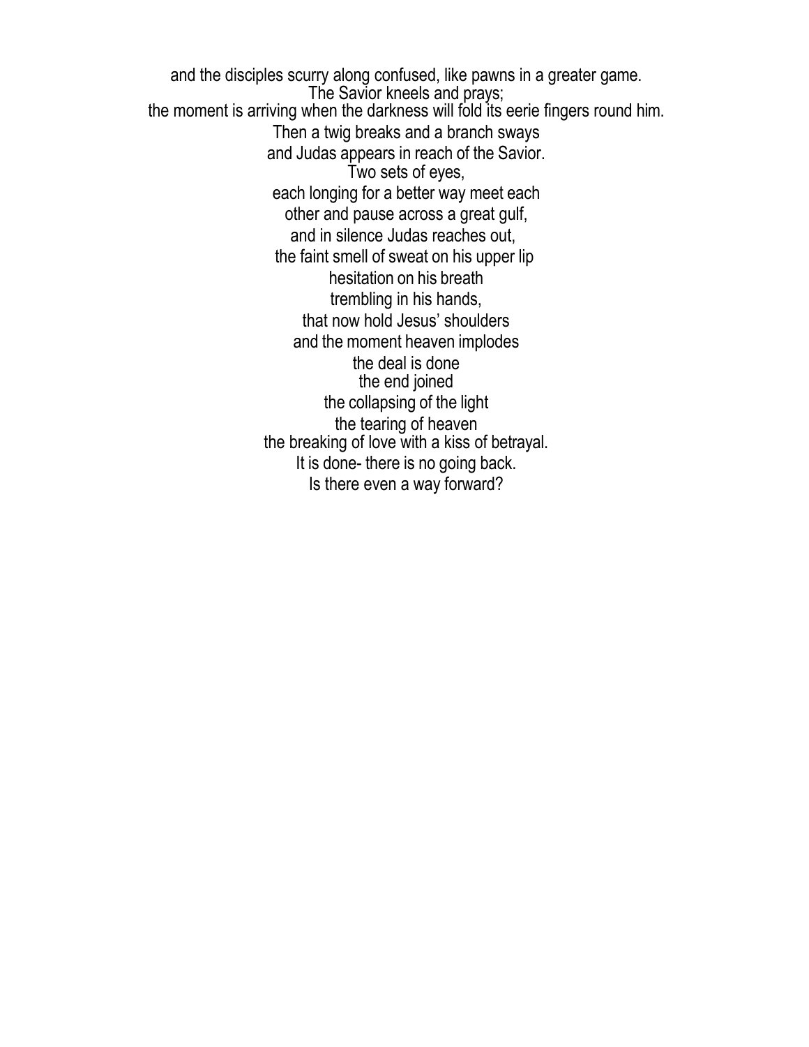and the disciples scurry along confused, like pawns in a greater game.
The Savior kneels and prays;
the moment is arriving when the darkness will fold its eerie fingers round him.
Then a twig breaks and a branch sways
and Judas appears in reach of the Savior.
Two sets of eyes,
each longing for a better way meet each
other and pause across a great gulf,
and in silence Judas reaches out,
the faint smell of sweat on his upper lip
hesitation on his breath
trembling in his hands,
that now hold Jesus' shoulders
and the moment heaven implodes
the deal is done
the end joined
the collapsing of the light
the tearing of heaven
the breaking of love with a kiss of betrayal.
It is done- there is no going back.
Is there even a way forward?